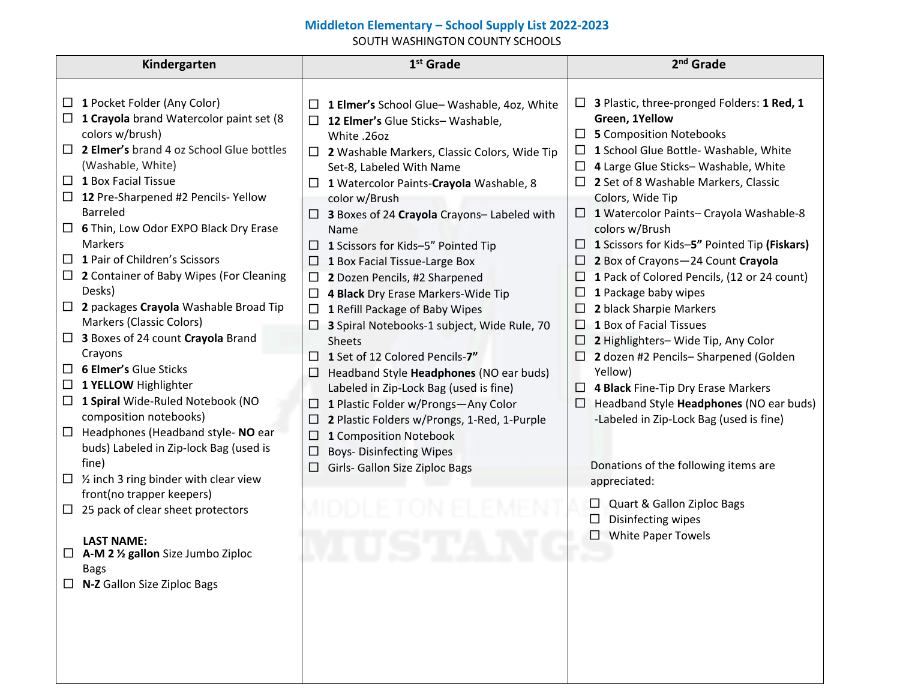# Middleton Elementary – School Supply List 2022-2023

SOUTH WASHINGTON COUNTY SCHOOLS

## Kindergarten

- ☐ **1** Pocket Folder (Any Color)
- ☐ **1 Crayola** brand Watercolor paint set (8 colors w/brush)
- ☐ **2 Elmer's** brand 4 oz School Glue bottles (Washable, White)
- ☐ **1** Box Facial Tissue
- ☐ **12** Pre-Sharpened #2 Pencils- Yellow Barreled
- ☐ **6** Thin, Low Odor EXPO Black Dry Erase Markers
- ☐ **1** Pair of Children's Scissors
- ☐ **2** Container of Baby Wipes (For Cleaning Desks)
- ☐ **2** packages **Crayola** Washable Broad Tip Markers (Classic Colors)
- ☐ **3** Boxes of 24 count **Crayola** Brand Crayons
- ☐ **6 Elmer's** Glue Sticks
- ☐ **1 YELLOW** Highlighter
- ☐ **1 Spiral** Wide-Ruled Notebook (NO composition notebooks)
- ☐ Headphones (Headband style- **NO** ear buds) Labeled in Zip-lock Bag (used is fine)
- ☐ ½ inch 3 ring binder with clear view front(no trapper keepers)
- ☐ 25 pack of clear sheet protectors

**LAST NAME:**

- ☐ **A-M 2 ½ gallon** Size Jumbo Ziploc Bags
- ☐ **N-Z** Gallon Size Ziploc Bags

## 1st Grade

- ☐ **1 Elmer's** School Glue– Washable, 4oz, White
- ☐ **12 Elmer's** Glue Sticks– Washable, White .26oz
- ☐ **2** Washable Markers, Classic Colors, Wide Tip Set-8, Labeled With Name
- ☐ **1** Watercolor Paints-**Crayola** Washable, 8 color w/Brush
- ☐ **3** Boxes of 24 **Crayola** Crayons– Labeled with Name
- ☐ **1** Scissors for Kids–5" Pointed Tip
- ☐ **1** Box Facial Tissue-Large Box
- ☐ **2** Dozen Pencils, #2 Sharpened
- ☐ **4 Black** Dry Erase Markers-Wide Tip
- ☐ **1** Refill Package of Baby Wipes
- ☐ **3** Spiral Notebooks-1 subject, Wide Rule, 70 Sheets
- ☐ **1** Set of 12 Colored Pencils-**7"**
- ☐ Headband Style **Headphones** (NO ear buds) Labeled in Zip-Lock Bag (used is fine)
- ☐ **1** Plastic Folder w/Prongs—Any Color
- ☐ **2** Plastic Folders w/Prongs, 1-Red, 1-Purple
- ☐ **1** Composition Notebook
- ☐ Boys- Disinfecting Wipes
- ☐ Girls- Gallon Size Ziploc Bags

## 2nd Grade

- ☐ **3** Plastic, three-pronged Folders: **1 Red, 1 Green, 1Yellow**
- ☐ **5** Composition Notebooks
- ☐ **1** School Glue Bottle- Washable, White
- ☐ **4** Large Glue Sticks– Washable, White
- ☐ **2** Set of 8 Washable Markers, Classic Colors, Wide Tip
- ☐ **1** Watercolor Paints– Crayola Washable-8 colors w/Brush
- ☐ **1** Scissors for Kids–**5"** Pointed Tip **(Fiskars)**
- ☐ **2** Box of Crayons—24 Count **Crayola**
- ☐ **1** Pack of Colored Pencils, (12 or 24 count)
- ☐ **1** Package baby wipes
- ☐ **2** black Sharpie Markers
- ☐ **1** Box of Facial Tissues
- ☐ **2** Highlighters– Wide Tip, Any Color
- ☐ **2** dozen #2 Pencils– Sharpened (Golden Yellow)
- ☐ **4 Black** Fine-Tip Dry Erase Markers
- ☐ Headband Style **Headphones** (NO ear buds) -Labeled in Zip-Lock Bag (used is fine)

Donations of the following items are appreciated:

- ☐ Quart & Gallon Ziploc Bags
- ☐ Disinfecting wipes
- ☐ White Paper Towels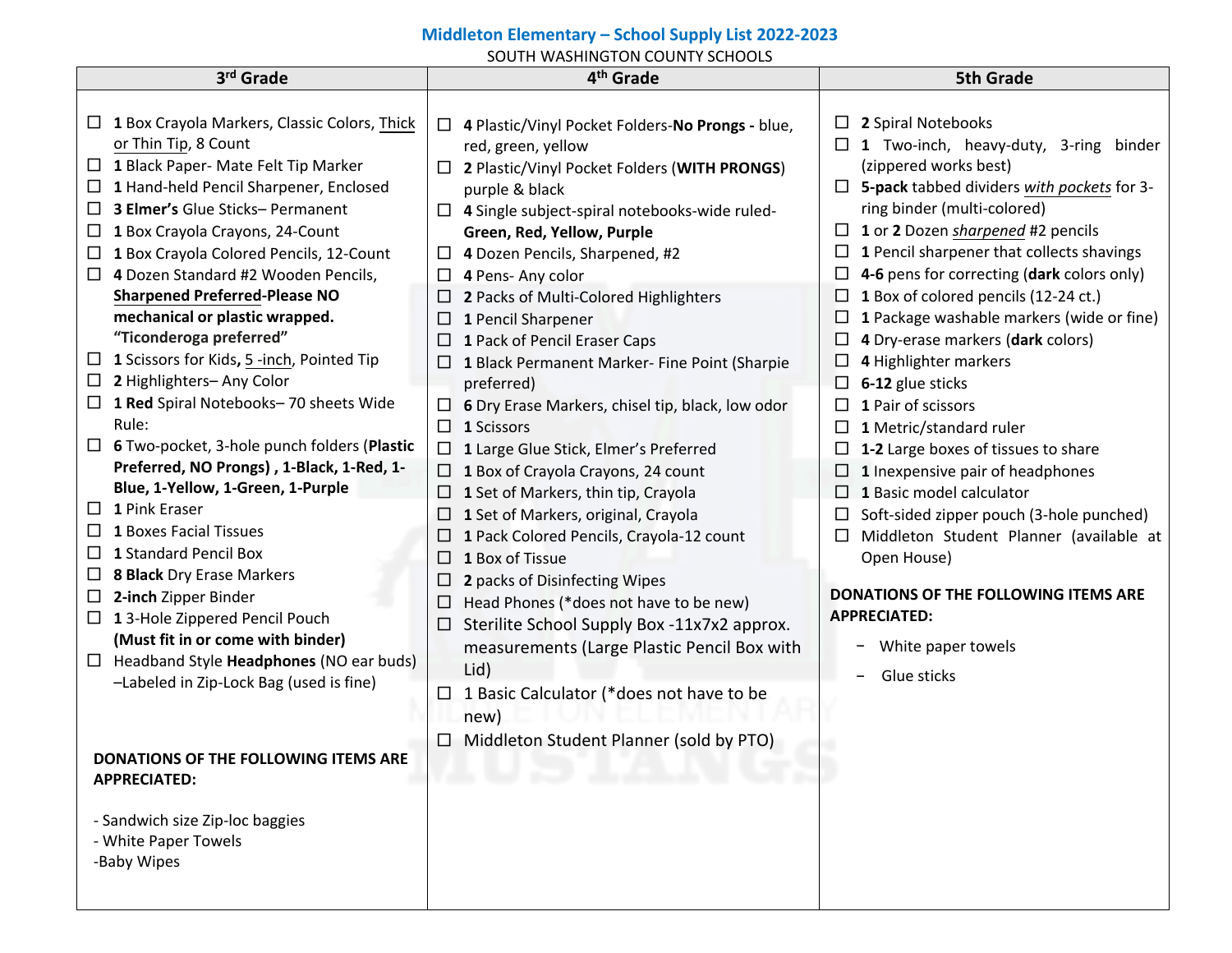# Middleton Elementary – School Supply List 2022-2023

SOUTH WASHINGTON COUNTY SCHOOLS

## 3rd Grade

- ☐ **1** Box Crayola Markers, Classic Colors, Thick or Thin Tip, 8 Count
- ☐ **1** Black Paper- Mate Felt Tip Marker
- ☐ **1** Hand-held Pencil Sharpener, Enclosed
- ☐ **3 Elmer's** Glue Sticks– Permanent
- ☐ **1** Box Crayola Crayons, 24-Count
- ☐ **1** Box Crayola Colored Pencils, 12-Count
- ☐ **4** Dozen Standard #2 Wooden Pencils, **Sharpened Preferred-Please NO mechanical or plastic wrapped. "Ticonderoga preferred"**
- ☐ **1** Scissors for Kids**,** 5 -inch, Pointed Tip
- ☐ **2** Highlighters– Any Color
- ☐ **1 Red** Spiral Notebooks– 70 sheets Wide Rule:
- ☐ **6** Two-pocket, 3-hole punch folders (**Plastic Preferred, NO Prongs) , 1-Black, 1-Red, 1-Blue, 1-Yellow, 1-Green, 1-Purple**
- ☐ **1** Pink Eraser
- ☐ **1** Boxes Facial Tissues
- ☐ **1** Standard Pencil Box
- ☐ **8 Black** Dry Erase Markers
- ☐ **2-inch** Zipper Binder
- ☐ **1** 3-Hole Zippered Pencil Pouch **(Must fit in or come with binder)**
- ☐ Headband Style **Headphones** (NO ear buds) –Labeled in Zip-Lock Bag (used is fine)

**DONATIONS OF THE FOLLOWING ITEMS ARE APPRECIATED:**

- Sandwich size Zip-loc baggies
- White Paper Towels
- Baby Wipes

## 4th Grade

- ☐ **4** Plastic/Vinyl Pocket Folders-**No Prongs -** blue, red, green, yellow
- ☐ **2** Plastic/Vinyl Pocket Folders (**WITH PRONGS**) purple & black
- ☐ **4** Single subject-spiral notebooks-wide ruled- **Green, Red, Yellow, Purple**
- ☐ **4** Dozen Pencils, Sharpened, #2
- ☐ **4** Pens- Any color
- ☐ **2** Packs of Multi-Colored Highlighters
- ☐ **1** Pencil Sharpener
- ☐ **1** Pack of Pencil Eraser Caps
- ☐ **1** Black Permanent Marker- Fine Point (Sharpie preferred)
- ☐ **6** Dry Erase Markers, chisel tip, black, low odor
- ☐ **1** Scissors
- ☐ **1** Large Glue Stick, Elmer's Preferred
- ☐ **1** Box of Crayola Crayons, 24 count
- ☐ **1** Set of Markers, thin tip, Crayola
- ☐ **1** Set of Markers, original, Crayola
- ☐ **1** Pack Colored Pencils, Crayola-12 count
- ☐ **1** Box of Tissue
- ☐ **2** packs of Disinfecting Wipes
- ☐ Head Phones (*does not have to be new)
- ☐ Sterilite School Supply Box -11x7x2 approx. measurements (Large Plastic Pencil Box with Lid)
- ☐ 1 Basic Calculator (*does not have to be new)
- ☐ Middleton Student Planner (sold by PTO)

## 5th Grade

- ☐ **2** Spiral Notebooks
- ☐ **1** Two-inch, heavy-duty, 3-ring binder (zippered works best)
- ☐ **5-pack** tabbed dividers *with pockets* for 3-ring binder (multi-colored)
- ☐ **1** or **2** Dozen *sharpened* #2 pencils
- ☐ **1** Pencil sharpener that collects shavings
- ☐ **4-6** pens for correcting (**dark** colors only)
- ☐ **1** Box of colored pencils (12-24 ct.)
- ☐ **1** Package washable markers (wide or fine)
- ☐ **4** Dry-erase markers (**dark** colors)
- ☐ **4** Highlighter markers
- ☐ **6-12** glue sticks
- ☐ **1** Pair of scissors
- ☐ **1** Metric/standard ruler
- ☐ **1-2** Large boxes of tissues to share
- ☐ **1** Inexpensive pair of headphones
- ☐ **1** Basic model calculator
- ☐ Soft-sided zipper pouch (3-hole punched)
- ☐ Middleton Student Planner (available at Open House)

**DONATIONS OF THE FOLLOWING ITEMS ARE APPRECIATED:**

- White paper towels
- Glue sticks